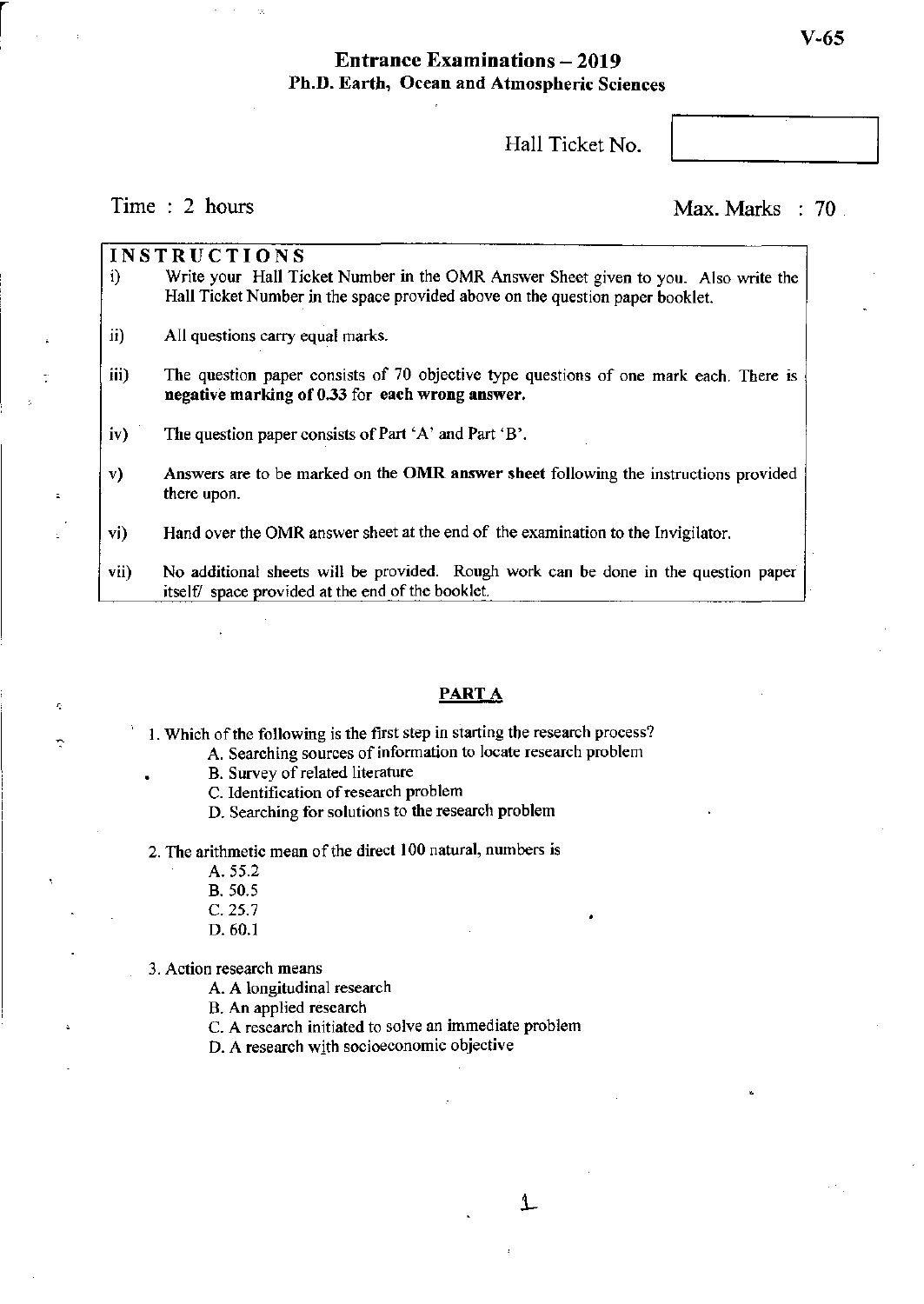V-65

# Entrance Examinations – 2019

## Ph.D. Earth, Ocean and Atmospheric Sciences

Hall Ticket No.

Time : 2 hours

Max. Marks : 70

**INSTRUCTIONS**

i) Write your Hall Ticket Number in the OMR Answer Sheet given to you. Also write the Hall Ticket Number in the space provided above on the question paper booklet.

ii) All questions carry equal marks.

iii) The question paper consists of 70 objective type questions of one mark each. There is **negative marking of 0.33** for **each wrong answer.**

iv) The question paper consists of Part 'A' and Part 'B'.

v) Answers are to be marked on the **OMR answer sheet** following the instructions provided there upon.

vi) Hand over the OMR answer sheet at the end of the examination to the Invigilator.

vii) No additional sheets will be provided. Rough work can be done in the question paper itself/ space provided at the end of the booklet.

## PART A

1. Which of the following is the first step in starting the research process?
   - A. Searching sources of information to locate research problem
   - B. Survey of related literature
   - C. Identification of research problem
   - D. Searching for solutions to the research problem

2. The arithmetic mean of the direct 100 natural, numbers is
   - A. 55.2
   - B. 50.5
   - C. 25.7
   - D. 60.1

3. Action research means
   - A. A longitudinal research
   - B. An applied research
   - C. A research initiated to solve an immediate problem
   - D. A research with socioeconomic objective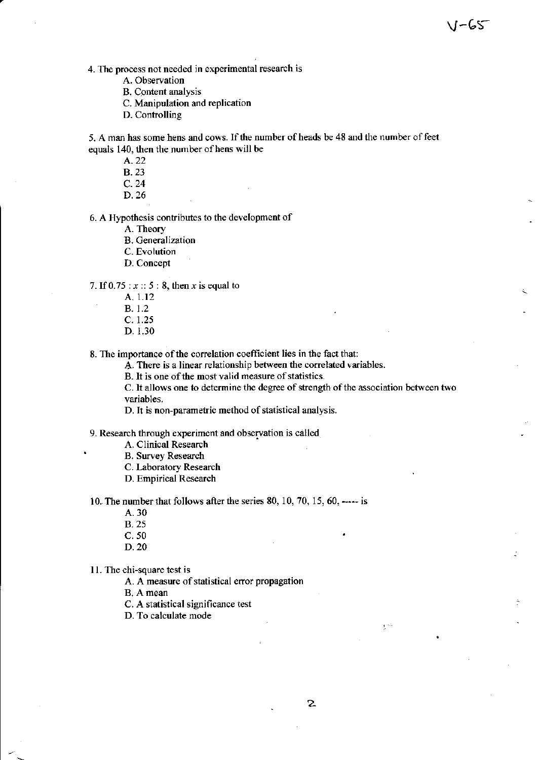4. The process not needed in experimental research is
   - A. Observation
   - B. Content analysis
   - C. Manipulation and replication
   - D. Controlling

5. A man has some hens and cows. If the number of heads be 48 and the number of feet equals 140, then the number of hens will be
   - A. 22
   - B. 23
   - C. 24
   - D. 26

6. A Hypothesis contributes to the development of
   - A. Theory
   - B. Generalization
   - C. Evolution
   - D. Concept

7. If $0.75 : x :: 5 : 8$, then $x$ is equal to
   - A. 1.12
   - B. 1.2
   - C. 1.25
   - D. 1.30

8. The importance of the correlation coefficient lies in the fact that:
   - A. There is a linear relationship between the correlated variables.
   - B. It is one of the most valid measure of statistics.
   - C. It allows one to determine the degree of strength of the association between two variables.
   - D. It is non-parametric method of statistical analysis.

9. Research through experiment and observation is called
   - A. Clinical Research
   - B. Survey Research
   - C. Laboratory Research
   - D. Empirical Research

10. The number that follows after the series 80, 10, 70, 15, 60, ----- is
    - A. 30
    - B. 25
    - C. 50
    - D. 20

11. The chi-square test is
    - A. A measure of statistical error propagation
    - B. A mean
    - C. A statistical significance test
    - D. To calculate mode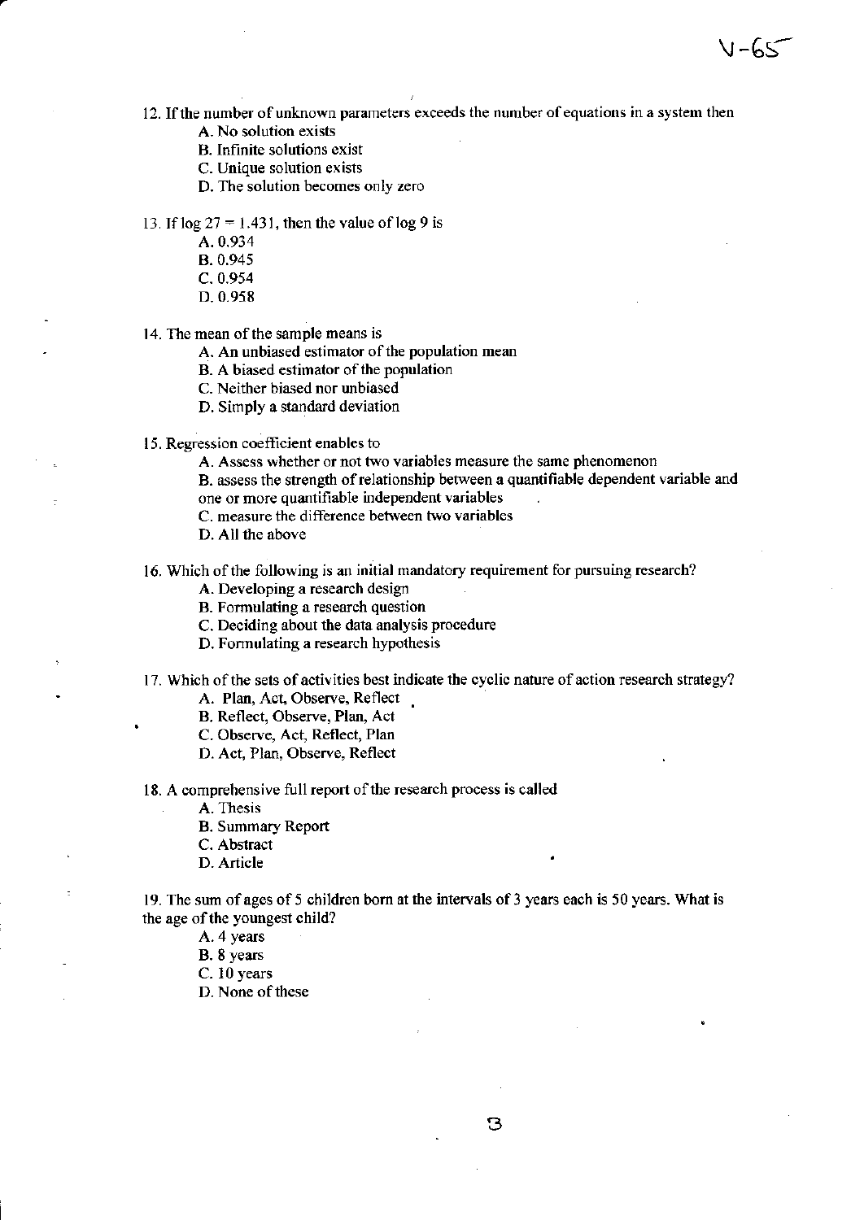12. If the number of unknown parameters exceeds the number of equations in a system then
    - A. No solution exists
    - B. Infinite solutions exist
    - C. Unique solution exists
    - D. The solution becomes only zero

13. If $\log 27 = 1.431$, then the value of $\log 9$ is
    - A. 0.934
    - B. 0.945
    - C. 0.954
    - D. 0.958

14. The mean of the sample means is
    - A. An unbiased estimator of the population mean
    - B. A biased estimator of the population
    - C. Neither biased nor unbiased
    - D. Simply a standard deviation

15. Regression coefficient enables to
    - A. Assess whether or not two variables measure the same phenomenon
    - B. assess the strength of relationship between a quantifiable dependent variable and one or more quantifiable independent variables
    - C. measure the difference between two variables
    - D. All the above

16. Which of the following is an initial mandatory requirement for pursuing research?
    - A. Developing a research design
    - B. Formulating a research question
    - C. Deciding about the data analysis procedure
    - D. Formulating a research hypothesis

17. Which of the sets of activities best indicate the cyclic nature of action research strategy?
    - A. Plan, Act, Observe, Reflect
    - B. Reflect, Observe, Plan, Act
    - C. Observe, Act, Reflect, Plan
    - D. Act, Plan, Observe, Reflect

18. A comprehensive full report of the research process is called
    - A. Thesis
    - B. Summary Report
    - C. Abstract
    - D. Article

19. The sum of ages of 5 children born at the intervals of 3 years each is 50 years. What is the age of the youngest child?
    - A. 4 years
    - B. 8 years
    - C. 10 years
    - D. None of these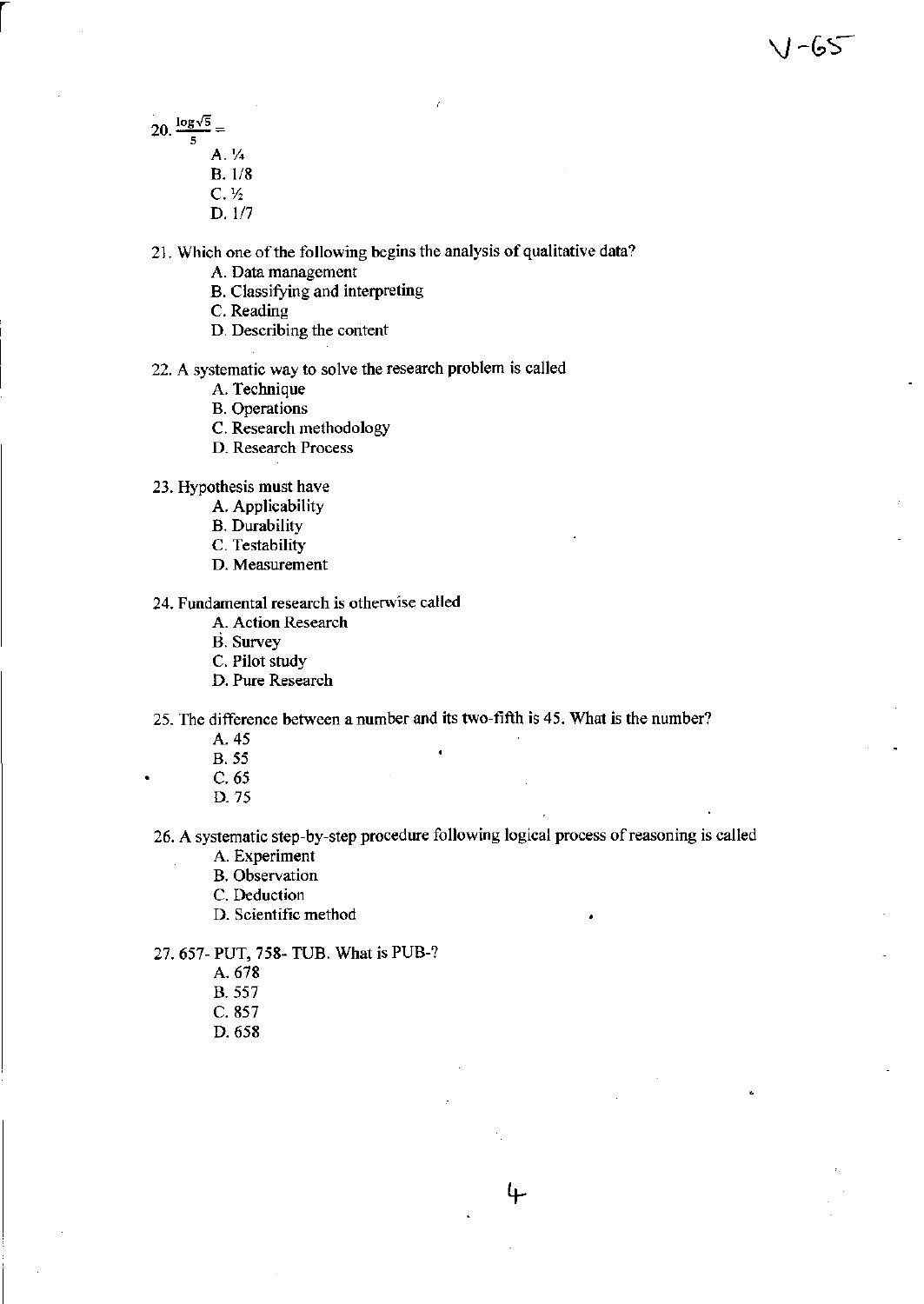20. $\frac{\log\sqrt{5}}{5} =$

A. ¼
B. 1/8
C. ½
D. 1/7

21. Which one of the following begins the analysis of qualitative data?

A. Data management
B. Classifying and interpreting
C. Reading
D. Describing the content

22. A systematic way to solve the research problem is called

A. Technique
B. Operations
C. Research methodology
D. Research Process

23. Hypothesis must have

A. Applicability
B. Durability
C. Testability
D. Measurement

24. Fundamental research is otherwise called

A. Action Research
B. Survey
C. Pilot study
D. Pure Research

25. The difference between a number and its two-fifth is 45. What is the number?

A. 45
B. 55
C. 65
D. 75

26. A systematic step-by-step procedure following logical process of reasoning is called

A. Experiment
B. Observation
C. Deduction
D. Scientific method

27. 657- PUT, 758- TUB. What is PUB-?

A. 678
B. 557
C. 857
D. 658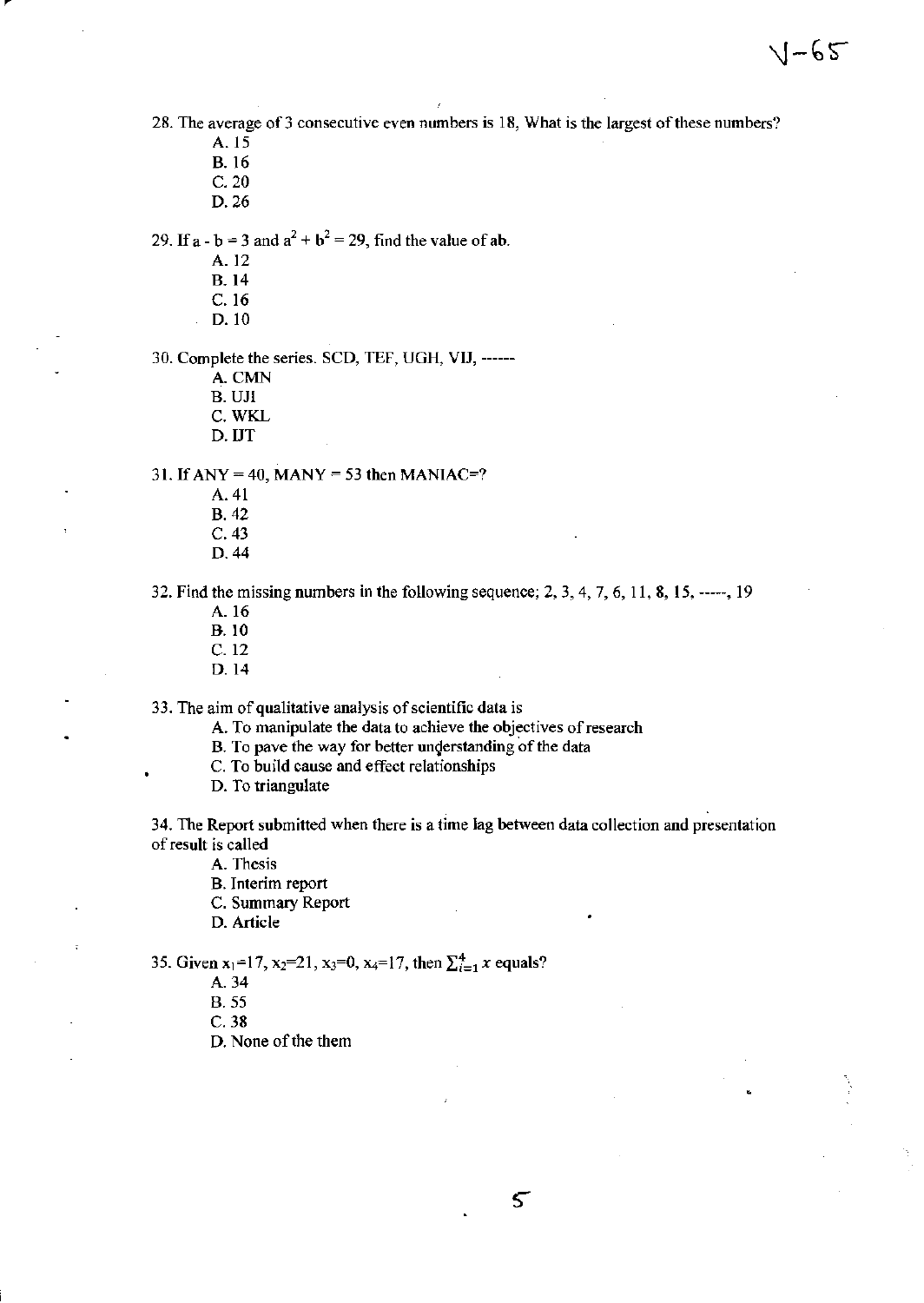V-65

28. The average of 3 consecutive even numbers is 18, What is the largest of these numbers?

A. 15
B. 16
C. 20
D. 26

29. If $a - b = 3$ and $a^2 + b^2 = 29$, find the value of **ab**.

A. 12
B. 14
C. 16
D. 10

30. Complete the series. SCD, TEF, UGH, VIJ, ------

A. CMN
B. UJI
C. WKL
D. IJT

31. If ANY = 40, MANY = 53 then MANIAC=?

A. 41
B. 42
C. 43
D. 44

32. Find the missing numbers in the following sequence; 2, 3, 4, 7, 6, 11, 8, 15, -----, 19

A. 16
B. 10
C. 12
D. 14

33. The aim of qualitative analysis of scientific data is

A. To manipulate the data to achieve the objectives of research
B. To pave the way for better understanding of the data
C. To build cause and effect relationships
D. To triangulate

34. The Report submitted when there is a time lag between data collection and presentation of result is called

A. Thesis
B. Interim report
C. Summary Report
D. Article

35. Given $x_1=17$, $x_2=21$, $x_3=0$, $x_4=17$, then $\sum_{i=1}^{4} x$ equals?

A. 34
B. 55
C. 38
D. None of the them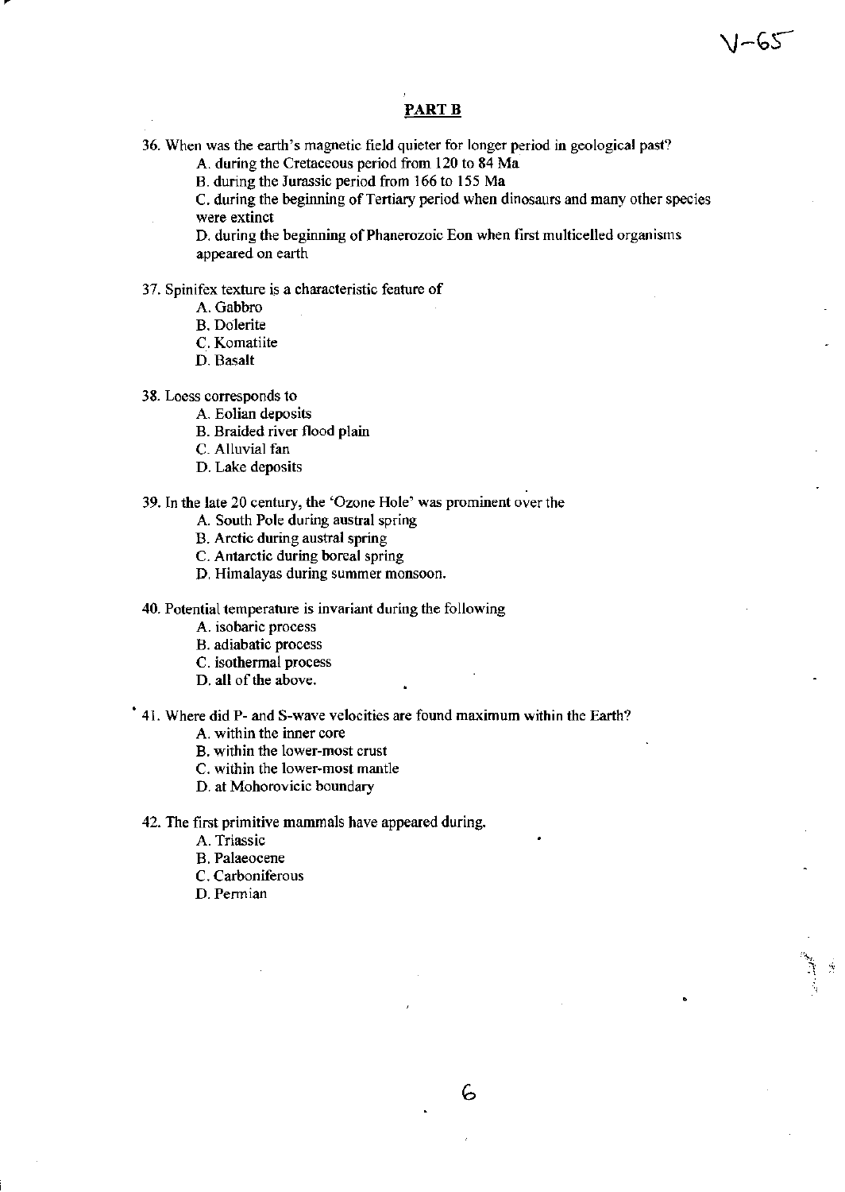## PART B

36. When was the earth's magnetic field quieter for longer period in geological past?

    A. during the Cretaceous period from 120 to 84 Ma

    B. during the Jurassic period from 166 to 155 Ma

    C. during the beginning of Tertiary period when dinosaurs and many other species were extinct

    D. during the beginning of Phanerozoic Eon when first multicelled organisms appeared on earth

37. Spinifex texture is a characteristic feature of

    A. Gabbro

    B. Dolerite

    C. Komatiite

    D. Basalt

38. Loess corresponds to

    A. Eolian deposits

    B. Braided river flood plain

    C. Alluvial fan

    D. Lake deposits

39. In the late 20 century, the 'Ozone Hole' was prominent over the

    A. South Pole during austral spring

    B. Arctic during austral spring

    C. Antarctic during boreal spring

    D. Himalayas during summer monsoon.

40. Potential temperature is invariant during the following

    A. isobaric process

    B. adiabatic process

    C. isothermal process

    D. all of the above.

41. Where did P- and S-wave velocities are found maximum within the Earth?

    A. within the inner core

    B. within the lower-most crust

    C. within the lower-most mantle

    D. at Mohorovicic boundary

42. The first primitive mammals have appeared during.

    A. Triassic

    B. Palaeocene

    C. Carboniferous

    D. Permian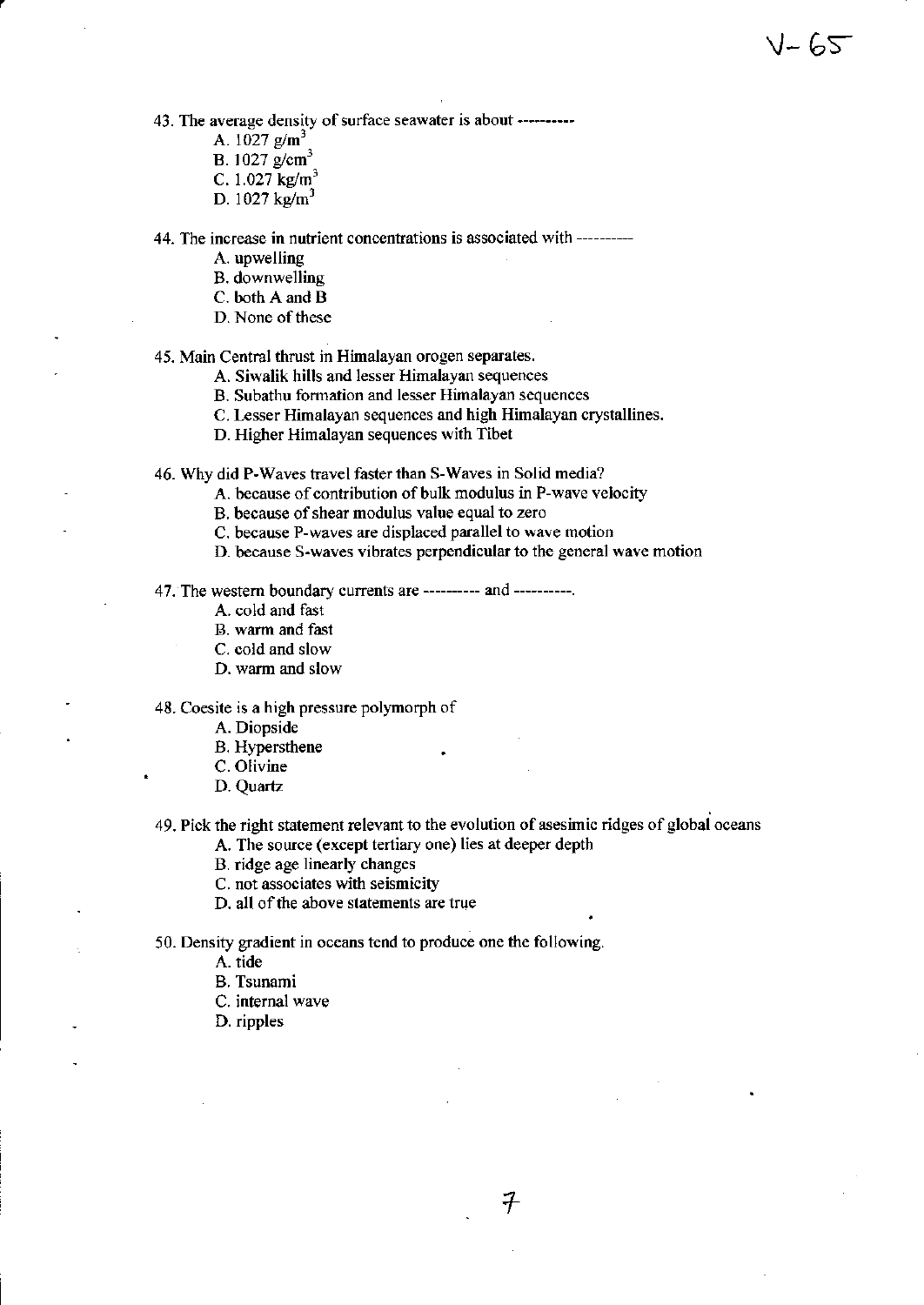43. The average density of surface seawater is about ----------

A. 1027 $g/m^3$

B. 1027 $g/cm^3$

C. 1.027 $kg/m^3$

D. 1027 $kg/m^3$

44. The increase in nutrient concentrations is associated with ----------

A. upwelling

B. downwelling

C. both A and B

D. None of these

45. Main Central thrust in Himalayan orogen separates.

A. Siwalik hills and lesser Himalayan sequences

B. Subathu formation and lesser Himalayan sequences

C. Lesser Himalayan sequences and high Himalayan crystallines.

D. Higher Himalayan sequences with Tibet

46. Why did P-Waves travel faster than S-Waves in Solid media?

A. because of contribution of bulk modulus in P-wave velocity

B. because of shear modulus value equal to zero

C. because P-waves are displaced parallel to wave motion

D. because S-waves vibrates perpendicular to the general wave motion

47. The western boundary currents are ---------- and ----------.

A. cold and fast

B. warm and fast

C. cold and slow

D. warm and slow

48. Coesite is a high pressure polymorph of

A. Diopside

B. Hypersthene

C. Olivine

D. Quartz

49. Pick the right statement relevant to the evolution of asesimic ridges of global oceans

A. The source (except tertiary one) lies at deeper depth

B. ridge age linearly changes

C. not associates with seismicity

D. all of the above statements are true

50. Density gradient in oceans tend to produce one the following.

A. tide

B. Tsunami

C. internal wave

D. ripples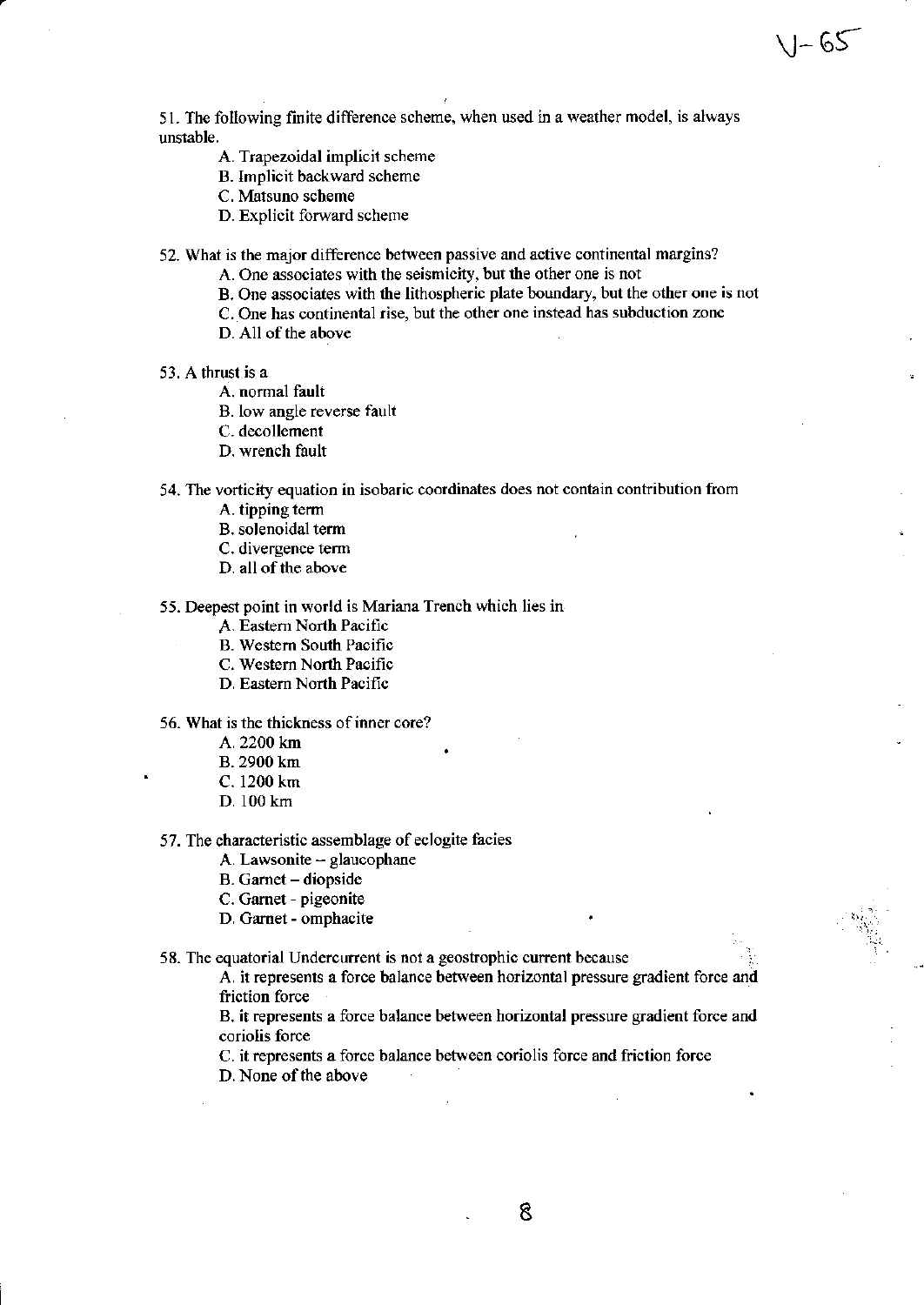51. The following finite difference scheme, when used in a weather model, is always unstable.

A. Trapezoidal implicit scheme
B. Implicit backward scheme
C. Matsuno scheme
D. Explicit forward scheme

52. What is the major difference between passive and active continental margins?

A. One associates with the seismicity, but the other one is not
B. One associates with the lithospheric plate boundary, but the other one is not
C. One has continental rise, but the other one instead has subduction zone
D. All of the above

53. A thrust is a

A. normal fault
B. low angle reverse fault
C. decollement
D. wrench fault

54. The vorticity equation in isobaric coordinates does not contain contribution from

A. tipping term
B. solenoidal term
C. divergence term
D. all of the above

55. Deepest point in world is Mariana Trench which lies in

A. Eastern North Pacific
B. Western South Pacific
C. Western North Pacific
D. Eastern North Pacific

56. What is the thickness of inner core?

A. 2200 km
B. 2900 km
C. 1200 km
D. 100 km

57. The characteristic assemblage of eclogite facies

A. Lawsonite – glaucophane
B. Garnet – diopside
C. Garnet - pigeonite
D. Garnet - omphacite

58. The equatorial Undercurrent is not a geostrophic current because

A. it represents a force balance between horizontal pressure gradient force and friction force
B. it represents a force balance between horizontal pressure gradient force and coriolis force
C. it represents a force balance between coriolis force and friction force
D. None of the above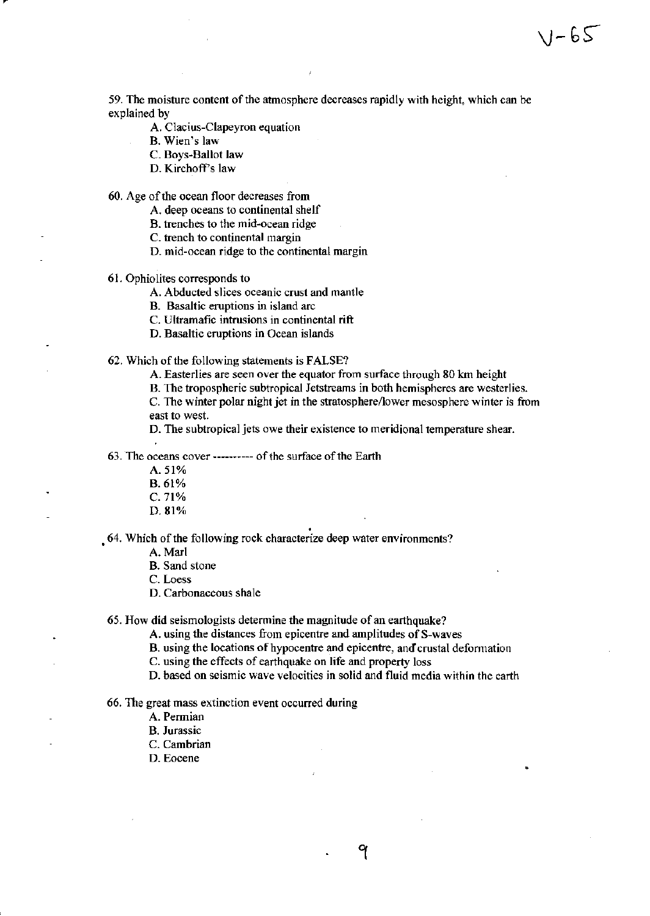59. The moisture content of the atmosphere decreases rapidly with height, which can be explained by

A. Clacius-Clapeyron equation
B. Wien's law
C. Boys-Ballot law
D. Kirchoff's law

60. Age of the ocean floor decreases from

A. deep oceans to continental shelf
B. trenches to the mid-ocean ridge
C. trench to continental margin
D. mid-ocean ridge to the continental margin

61. Ophiolites corresponds to

A. Abducted slices oceanic crust and mantle
B. Basaltic eruptions in island arc
C. Ultramafic intrusions in continental rift
D. Basaltic eruptions in Ocean islands

62. Which of the following statements is FALSE?

A. Easterlies are seen over the equator from surface through 80 km height
B. The tropospheric subtropical Jetstreams in both hemispheres are westerlies.
C. The winter polar night jet in the stratosphere/lower mesosphere winter is from east to west.
D. The subtropical jets owe their existence to meridional temperature shear.

63. The oceans cover ---------- of the surface of the Earth

A. 51%
B. 61%
C. 71%
D. 81%

64. Which of the following rock characterize deep water environments?

A. Marl
B. Sand stone
C. Loess
D. Carbonaceous shale

65. How did seismologists determine the magnitude of an earthquake?

A. using the distances from epicentre and amplitudes of S-waves
B. using the locations of hypocentre and epicentre, and crustal deformation
C. using the effects of earthquake on life and property loss
D. based on seismic wave velocities in solid and fluid media within the earth

66. The great mass extinction event occurred during

A. Permian
B. Jurassic
C. Cambrian
D. Eocene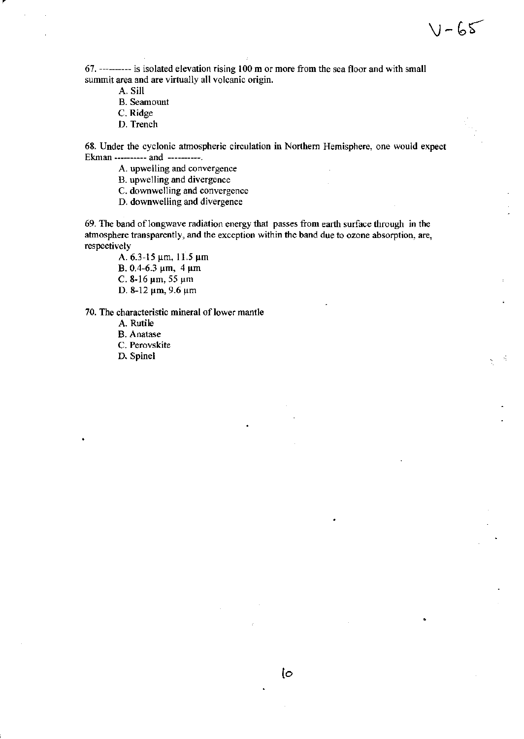67. --------- is isolated elevation rising 100 m or more from the sea floor and with small summit area and are virtually all volcanic origin.

A. Sill
B. Seamount
C. Ridge
D. Trench

68. Under the cyclonic atmospheric circulation in Northern Hemisphere, one would expect Ekman ---------- and ----------.

A. upwelling and convergence
B. upwelling and divergence
C. downwelling and convergence
D. downwelling and divergence

69. The band of longwave radiation energy that passes from earth surface through in the atmosphere transparently, and the exception within the band due to ozone absorption, are, respectively

A. 6.3-15 μm, 11.5 μm
B. 0.4-6.3 μm, 4 μm
C. 8-16 μm, 55 μm
D. 8-12 μm, 9.6 μm

70. The characteristic mineral of lower mantle

A. Rutile
B. Anatase
C. Perovskite
D. Spinel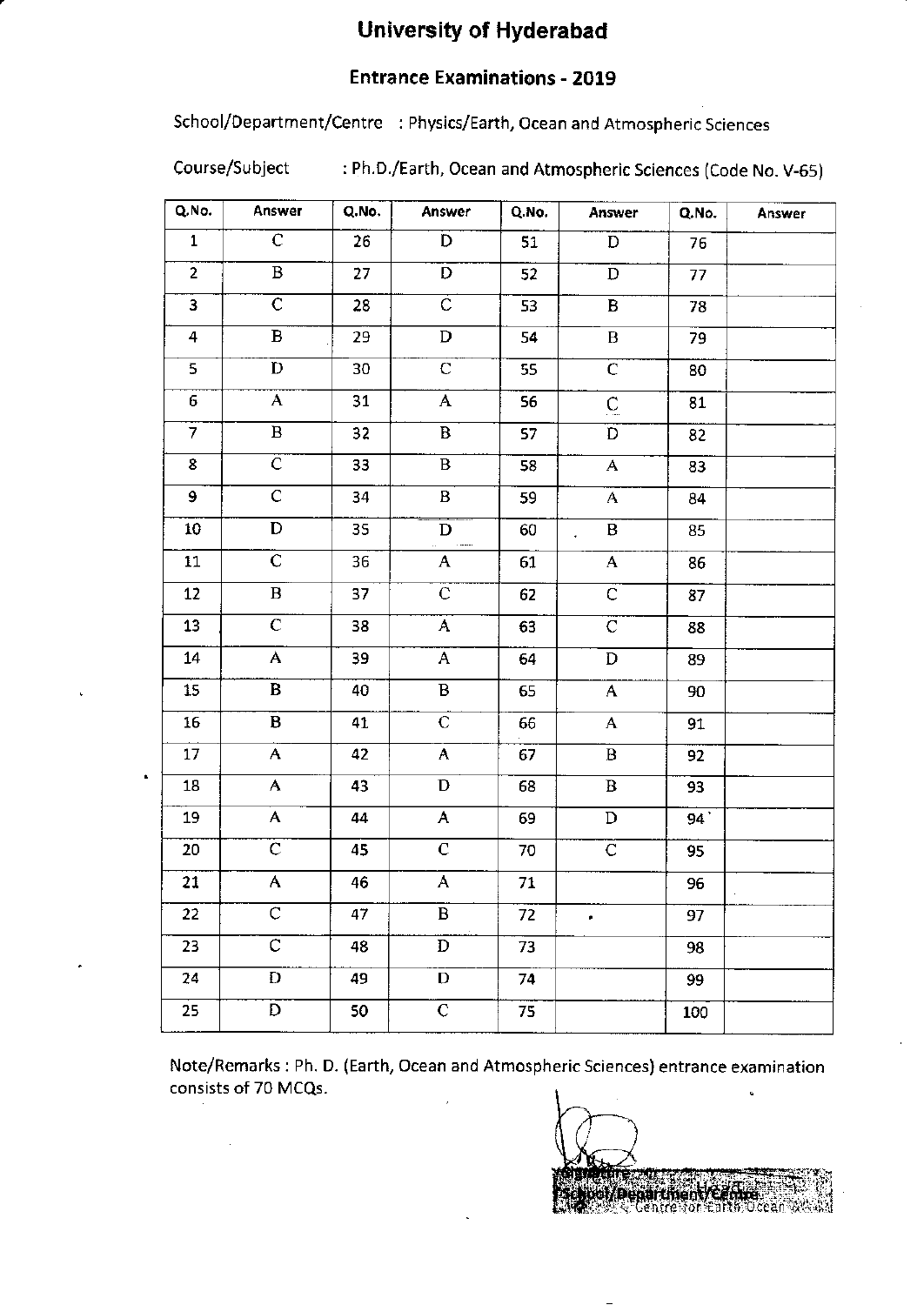# University of Hyderabad

## Entrance Examinations - 2019

School/Department/Centre : Physics/Earth, Ocean and Atmospheric Sciences

Course/Subject : Ph.D./Earth, Ocean and Atmospheric Sciences (Code No. V-65)

| Q.No. | Answer | Q.No. | Answer | Q.No. | Answer | Q.No. | Answer |
|---|---|---|---|---|---|---|---|
| 1 | C | 26 | D | 51 | D | 76 | |
| 2 | B | 27 | D | 52 | D | 77 | |
| 3 | C | 28 | C | 53 | B | 78 | |
| 4 | B | 29 | D | 54 | B | 79 | |
| 5 | D | 30 | C | 55 | C | 80 | |
| 6 | A | 31 | A | 56 | C | 81 | |
| 7 | B | 32 | B | 57 | D | 82 | |
| 8 | C | 33 | B | 58 | A | 83 | |
| 9 | C | 34 | B | 59 | A | 84 | |
| 10 | D | 35 | D | 60 | B | 85 | |
| 11 | C | 36 | A | 61 | A | 86 | |
| 12 | B | 37 | C | 62 | C | 87 | |
| 13 | C | 38 | A | 63 | C | 88 | |
| 14 | A | 39 | A | 64 | D | 89 | |
| 15 | B | 40 | B | 65 | A | 90 | |
| 16 | B | 41 | C | 66 | A | 91 | |
| 17 | A | 42 | A | 67 | B | 92 | |
| 18 | A | 43 | D | 68 | B | 93 | |
| 19 | A | 44 | A | 69 | D | 94 | |
| 20 | C | 45 | C | 70 | C | 95 | |
| 21 | A | 46 | A | 71 | | 96 | |
| 22 | C | 47 | B | 72 | | 97 | |
| 23 | C | 48 | D | 73 | | 98 | |
| 24 | D | 49 | D | 74 | | 99 | |
| 25 | D | 50 | C | 75 | | 100 | |

Note/Remarks : Ph. D. (Earth, Ocean and Atmospheric Sciences) entrance examination consists of 70 MCQs.

Signature of Head of School/Department/Centre
Centre for Earth, Ocean ...